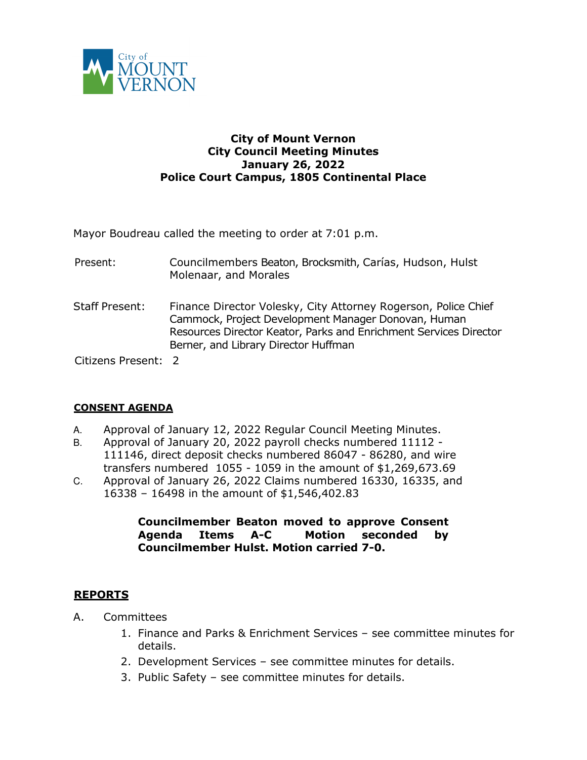**City of Mount Vernon**
**City Council Meeting Minutes**
**January 26, 2022**
**Police Court Campus, 1805 Continental Place**

Mayor Boudreau called the meeting to order at 7:01 p.m.

Present: Councilmembers Beaton, Brocksmith, Carías, Hudson, Hulst Molenaar, and Morales

Staff Present: Finance Director Volesky, City Attorney Rogerson, Police Chief Cammock, Project Development Manager Donovan, Human Resources Director Keator, Parks and Enrichment Services Director Berner, and Library Director Huffman

Citizens Present: 2

## CONSENT AGENDA

A. Approval of January 12, 2022 Regular Council Meeting Minutes.
B. Approval of January 20, 2022 payroll checks numbered 11112 - 111146, direct deposit checks numbered 86047 - 86280, and wire transfers numbered 1055 - 1059 in the amount of $1,269,673.69
C. Approval of January 26, 2022 Claims numbered 16330, 16335, and 16338 – 16498 in the amount of $1,546,402.83

**Councilmember Beaton moved to approve Consent Agenda Items A-C Motion seconded by Councilmember Hulst. Motion carried 7-0.**

## REPORTS

A. Committees
   1. Finance and Parks & Enrichment Services – see committee minutes for details.
   2. Development Services – see committee minutes for details.
   3. Public Safety – see committee minutes for details.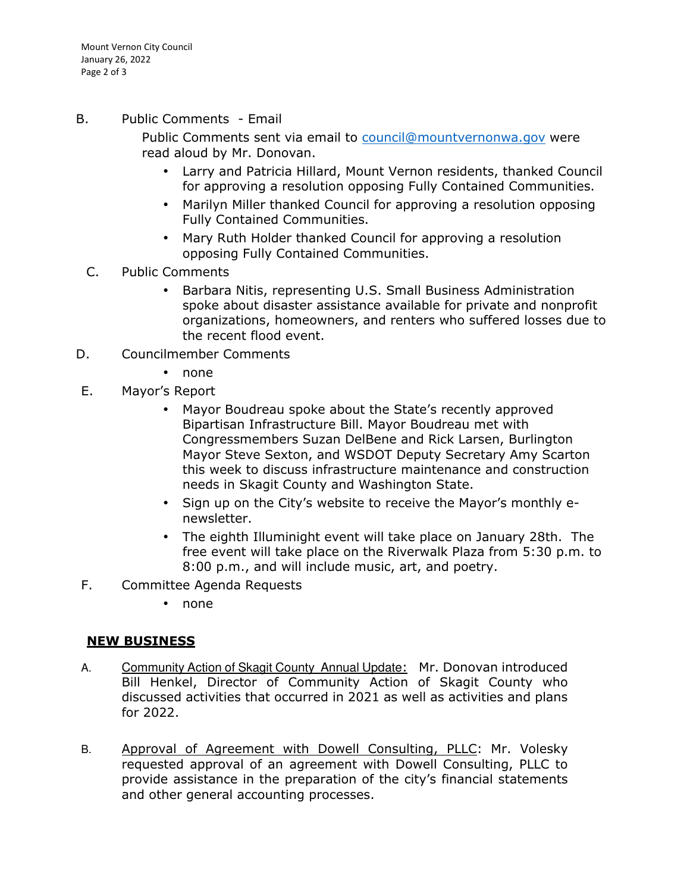B. Public Comments - Email

Public Comments sent via email to council@mountvernonwa.gov were read aloud by Mr. Donovan.

- Larry and Patricia Hillard, Mount Vernon residents, thanked Council for approving a resolution opposing Fully Contained Communities.
- Marilyn Miller thanked Council for approving a resolution opposing Fully Contained Communities.
- Mary Ruth Holder thanked Council for approving a resolution opposing Fully Contained Communities.

C. Public Comments

- Barbara Nitis, representing U.S. Small Business Administration spoke about disaster assistance available for private and nonprofit organizations, homeowners, and renters who suffered losses due to the recent flood event.

D. Councilmember Comments

- none

E. Mayor's Report

- Mayor Boudreau spoke about the State's recently approved Bipartisan Infrastructure Bill. Mayor Boudreau met with Congressmembers Suzan DelBene and Rick Larsen, Burlington Mayor Steve Sexton, and WSDOT Deputy Secretary Amy Scarton this week to discuss infrastructure maintenance and construction needs in Skagit County and Washington State.
- Sign up on the City's website to receive the Mayor's monthly e-newsletter.
- The eighth Illuminight event will take place on January 28th. The free event will take place on the Riverwalk Plaza from 5:30 p.m. to 8:00 p.m., and will include music, art, and poetry.

F. Committee Agenda Requests

- none

## NEW BUSINESS

A. Community Action of Skagit County Annual Update: Mr. Donovan introduced Bill Henkel, Director of Community Action of Skagit County who discussed activities that occurred in 2021 as well as activities and plans for 2022.

B. Approval of Agreement with Dowell Consulting, PLLC: Mr. Volesky requested approval of an agreement with Dowell Consulting, PLLC to provide assistance in the preparation of the city's financial statements and other general accounting processes.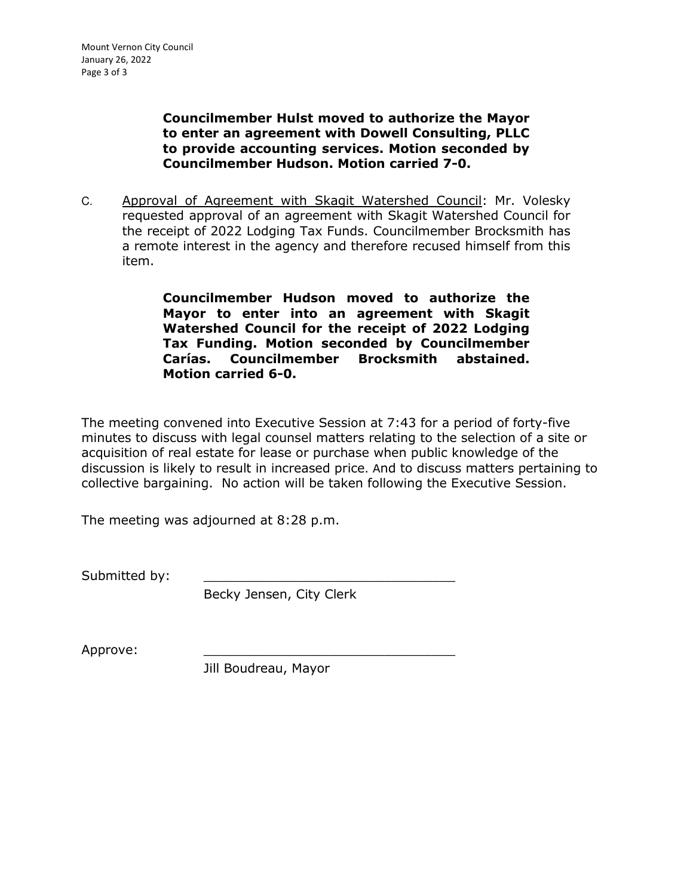**Councilmember Hulst moved to authorize the Mayor to enter an agreement with Dowell Consulting, PLLC to provide accounting services. Motion seconded by Councilmember Hudson. Motion carried 7-0.**

C. Approval of Agreement with Skagit Watershed Council: Mr. Volesky requested approval of an agreement with Skagit Watershed Council for the receipt of 2022 Lodging Tax Funds. Councilmember Brocksmith has a remote interest in the agency and therefore recused himself from this item.

**Councilmember Hudson moved to authorize the Mayor to enter into an agreement with Skagit Watershed Council for the receipt of 2022 Lodging Tax Funding. Motion seconded by Councilmember Carías. Councilmember Brocksmith abstained. Motion carried 6-0.**

The meeting convened into Executive Session at 7:43 for a period of forty-five minutes to discuss with legal counsel matters relating to the selection of a site or acquisition of real estate for lease or purchase when public knowledge of the discussion is likely to result in increased price. And to discuss matters pertaining to collective bargaining. No action will be taken following the Executive Session.

The meeting was adjourned at 8:28 p.m.

Submitted by: _______________________________
Becky Jensen, City Clerk

Approve: _______________________________
Jill Boudreau, Mayor